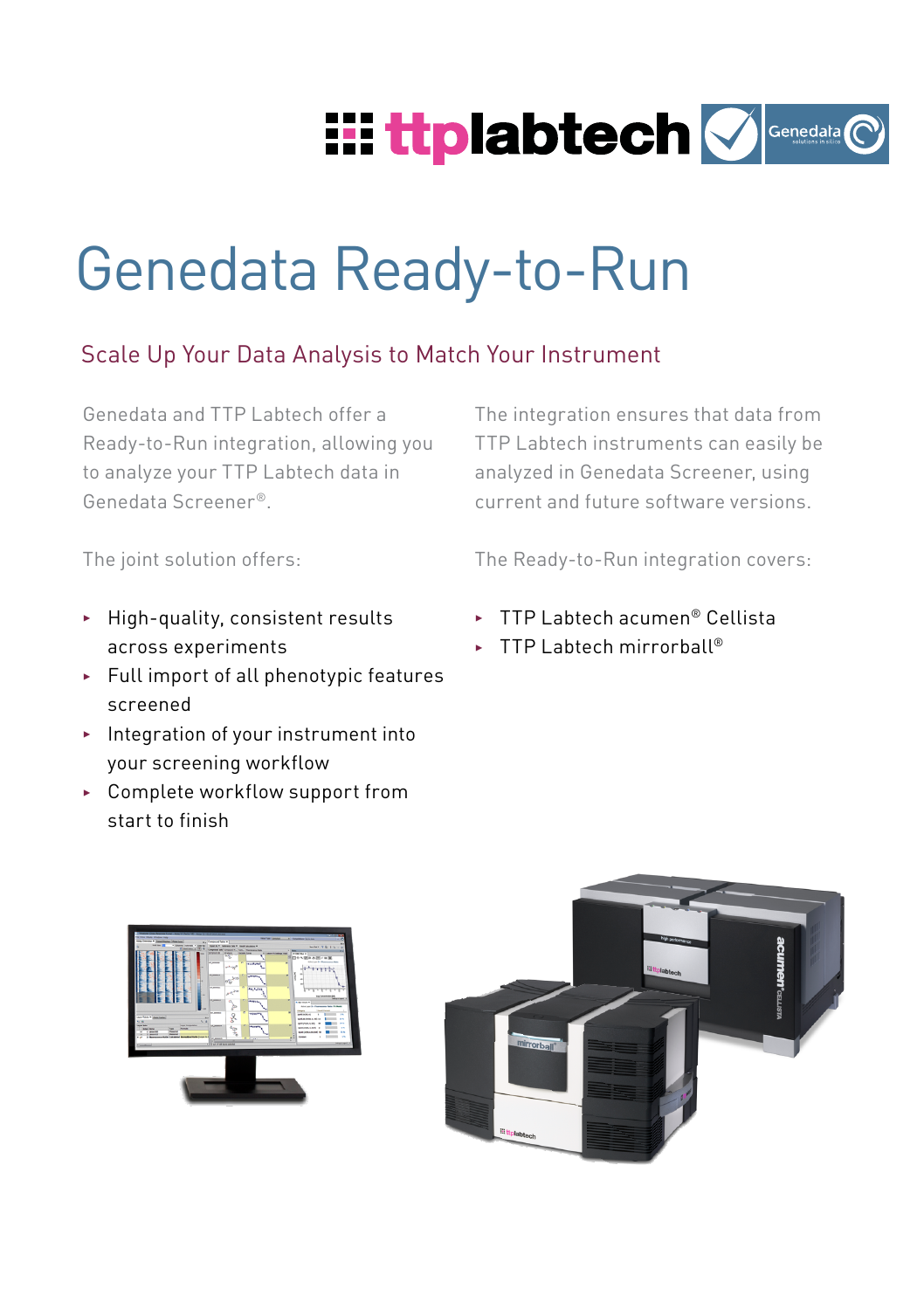# Genedata Ready-to-Run

## Scale Up Your Data Analysis to Match Your Instrument

Genedata and TTP Labtech offer a Ready-to-Run integration, allowing you to analyze your TTP Labtech data in Genedata Screener®.

The joint solution offers:

- High-quality, consistent results across experiments
- Full import of all phenotypic features screened
- Integration of your instrument into your screening workflow
- Complete workflow support from start to finish

The integration ensures that data from TTP Labtech instruments can easily be analyzed in Genedata Screener, using current and future software versions.

The Ready-to-Run integration covers:

- TTP Labtech acumen® Cellista
- TTP Labtech mirrorball®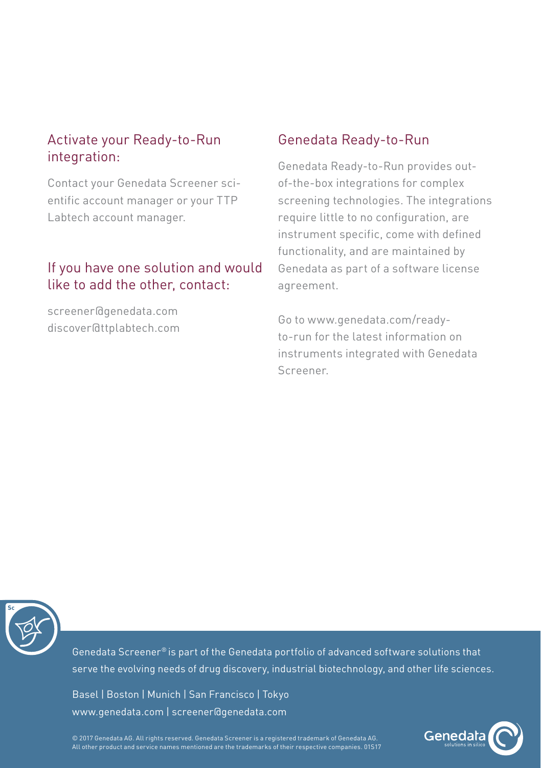## Activate your Ready-to-Run integration:

Contact your Genedata Screener scientific account manager or your TTP Labtech account manager.

## If you have one solution and would like to add the other, contact:

screener@genedata.com
discover@ttplabtech.com

## Genedata Ready-to-Run

Genedata Ready-to-Run provides out-of-the-box integrations for complex screening technologies. The integrations require little to no configuration, are instrument specific, come with defined functionality, and are maintained by Genedata as part of a software license agreement.

Go to www.genedata.com/ready-to-run for the latest information on instruments integrated with Genedata Screener.

Genedata Screener® is part of the Genedata portfolio of advanced software solutions that serve the evolving needs of drug discovery, industrial biotechnology, and other life sciences.

Basel | Boston | Munich | San Francisco | Tokyo
www.genedata.com | screener@genedata.com

© 2017 Genedata AG. All rights reserved. Genedata Screener is a registered trademark of Genedata AG. All other product and service names mentioned are the trademarks of their respective companies. 01S17